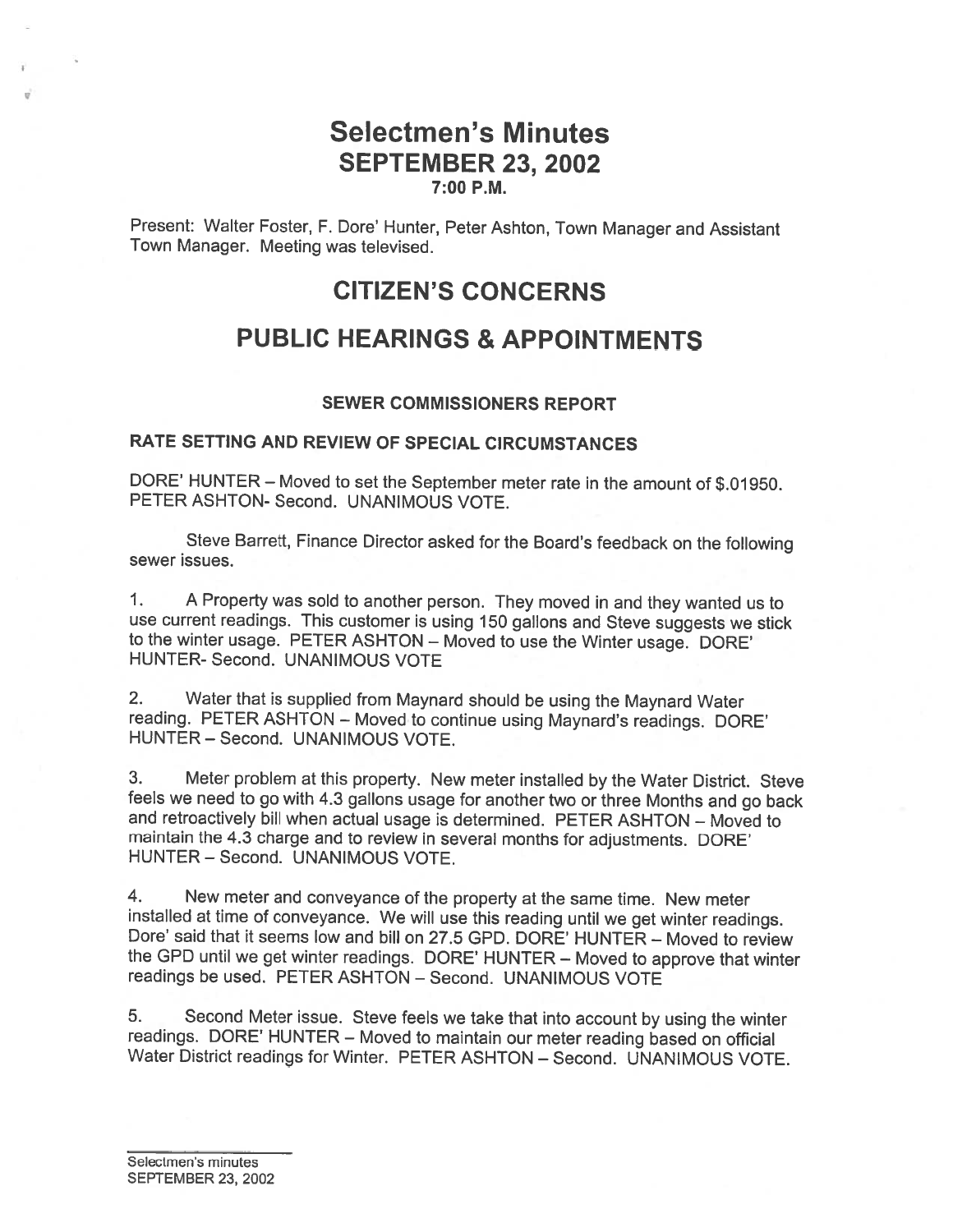# Selectmen's Minutes
## SEPTEMBER 23, 2002
### 7:00 P.M.

Present: Walter Foster, F. Dore' Hunter, Peter Ashton, Town Manager and Assistant Town Manager. Meeting was televised.

## CITIZEN'S CONCERNS

## PUBLIC HEARINGS & APPOINTMENTS

### SEWER COMMISSIONERS REPORT

### RATE SETTING AND REVIEW OF SPECIAL CIRCUMSTANCES

DORE' HUNTER – Moved to set the September meter rate in the amount of $.01950. PETER ASHTON- Second. UNANIMOUS VOTE.

Steve Barrett, Finance Director asked for the Board's feedback on the following sewer issues.

1. A Property was sold to another person. They moved in and they wanted us to use current readings. This customer is using 150 gallons and Steve suggests we stick to the winter usage. PETER ASHTON – Moved to use the Winter usage. DORE' HUNTER- Second. UNANIMOUS VOTE

2. Water that is supplied from Maynard should be using the Maynard Water reading. PETER ASHTON – Moved to continue using Maynard's readings. DORE' HUNTER – Second. UNANIMOUS VOTE.

3. Meter problem at this property. New meter installed by the Water District. Steve feels we need to go with 4.3 gallons usage for another two or three Months and go back and retroactively bill when actual usage is determined. PETER ASHTON – Moved to maintain the 4.3 charge and to review in several months for adjustments. DORE' HUNTER – Second. UNANIMOUS VOTE.

4. New meter and conveyance of the property at the same time. New meter installed at time of conveyance. We will use this reading until we get winter readings. Dore' said that it seems low and bill on 27.5 GPD. DORE' HUNTER – Moved to review the GPD until we get winter readings. DORE' HUNTER – Moved to approve that winter readings be used. PETER ASHTON – Second. UNANIMOUS VOTE

5. Second Meter issue. Steve feels we take that into account by using the winter readings. DORE' HUNTER – Moved to maintain our meter reading based on official Water District readings for Winter. PETER ASHTON – Second. UNANIMOUS VOTE.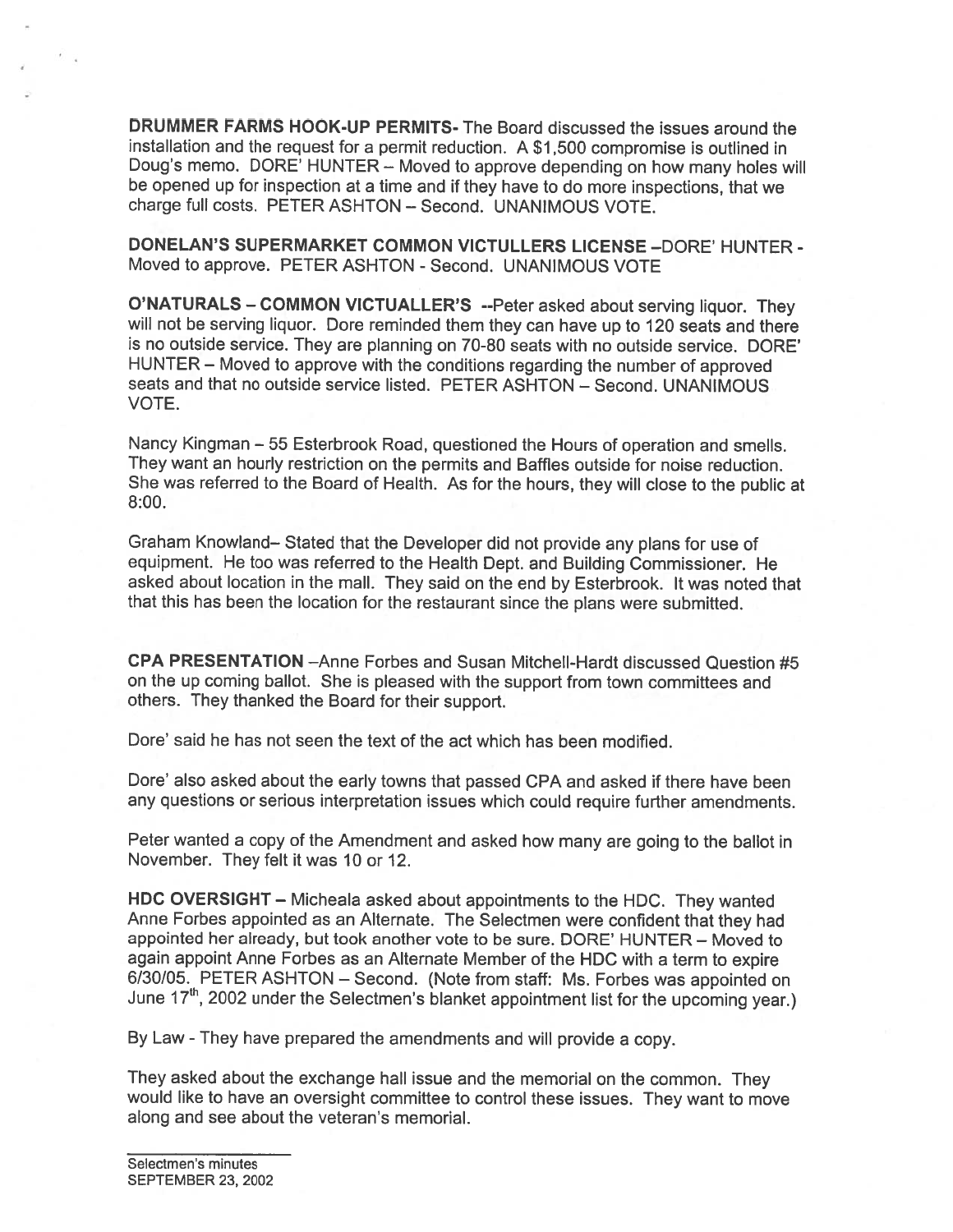**DRUMMER FARMS HOOK-UP PERMITS-** The Board discussed the issues around the installation and the request for a permit reduction. A $1,500 compromise is outlined in Doug's memo. DORE' HUNTER – Moved to approve depending on how many holes will be opened up for inspection at a time and if they have to do more inspections, that we charge full costs. PETER ASHTON – Second. UNANIMOUS VOTE.

**DONELAN'S SUPERMARKET COMMON VICTULLERS LICENSE** –DORE' HUNTER - Moved to approve. PETER ASHTON - Second. UNANIMOUS VOTE

**O'NATURALS – COMMON VICTUALLER'S** --Peter asked about serving liquor. They will not be serving liquor. Dore reminded them they can have up to 120 seats and there is no outside service. They are planning on 70-80 seats with no outside service. DORE' HUNTER – Moved to approve with the conditions regarding the number of approved seats and that no outside service listed. PETER ASHTON – Second. UNANIMOUS VOTE.

Nancy Kingman – 55 Esterbrook Road, questioned the Hours of operation and smells. They want an hourly restriction on the permits and Baffles outside for noise reduction. She was referred to the Board of Health. As for the hours, they will close to the public at 8:00.

Graham Knowland– Stated that the Developer did not provide any plans for use of equipment. He too was referred to the Health Dept. and Building Commissioner. He asked about location in the mall. They said on the end by Esterbrook. It was noted that that this has been the location for the restaurant since the plans were submitted.

**CPA PRESENTATION** –Anne Forbes and Susan Mitchell-Hardt discussed Question #5 on the up coming ballot. She is pleased with the support from town committees and others. They thanked the Board for their support.

Dore' said he has not seen the text of the act which has been modified.

Dore' also asked about the early towns that passed CPA and asked if there have been any questions or serious interpretation issues which could require further amendments.

Peter wanted a copy of the Amendment and asked how many are going to the ballot in November. They felt it was 10 or 12.

**HDC OVERSIGHT** – Micheala asked about appointments to the HDC. They wanted Anne Forbes appointed as an Alternate. The Selectmen were confident that they had appointed her already, but took another vote to be sure. DORE' HUNTER – Moved to again appoint Anne Forbes as an Alternate Member of the HDC with a term to expire 6/30/05. PETER ASHTON – Second. (Note from staff: Ms. Forbes was appointed on June 17th, 2002 under the Selectmen's blanket appointment list for the upcoming year.)

By Law - They have prepared the amendments and will provide a copy.

They asked about the exchange hall issue and the memorial on the common. They would like to have an oversight committee to control these issues. They want to move along and see about the veteran's memorial.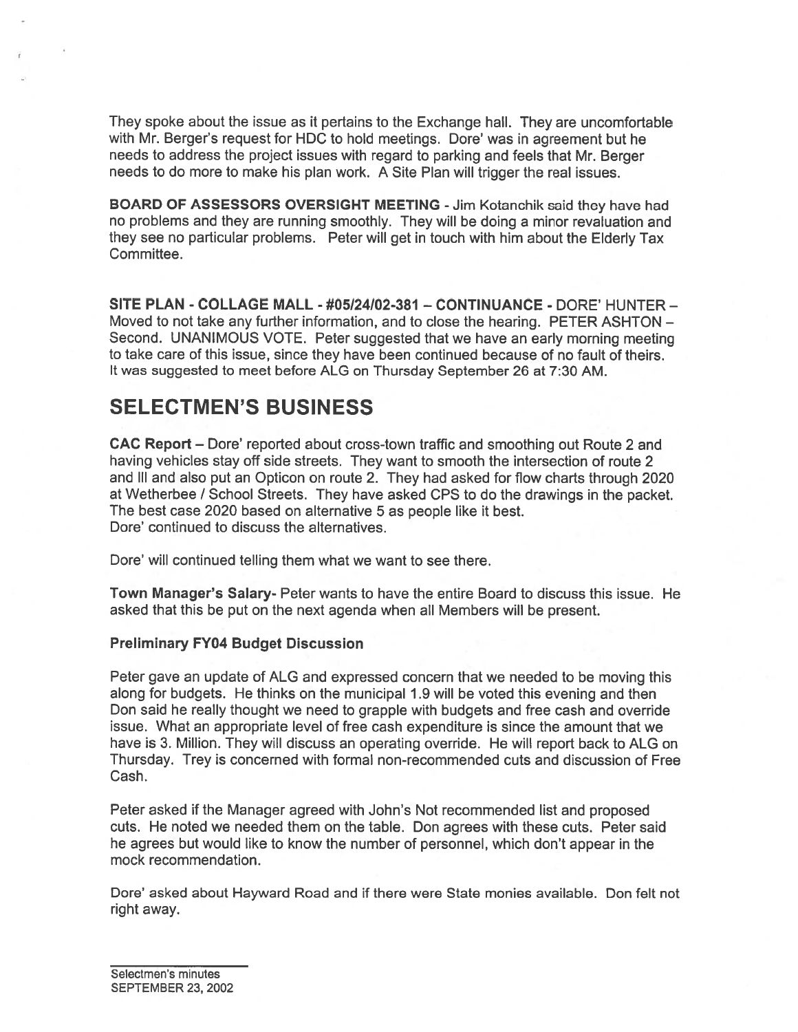They spoke about the issue as it pertains to the Exchange hall. They are uncomfortable with Mr. Berger's request for HDC to hold meetings. Dore' was in agreement but he needs to address the project issues with regard to parking and feels that Mr. Berger needs to do more to make his plan work. A Site Plan will trigger the real issues.

**BOARD OF ASSESSORS OVERSIGHT MEETING** - Jim Kotanchik said they have had no problems and they are running smoothly. They will be doing a minor revaluation and they see no particular problems. Peter will get in touch with him about the Elderly Tax Committee.

**SITE PLAN - COLLAGE MALL - #05/24/02-381 – CONTINUANCE** - DORE' HUNTER – Moved to not take any further information, and to close the hearing. PETER ASHTON – Second. UNANIMOUS VOTE. Peter suggested that we have an early morning meeting to take care of this issue, since they have been continued because of no fault of theirs. It was suggested to meet before ALG on Thursday September 26 at 7:30 AM.

# SELECTMEN'S BUSINESS

**CAC Report** – Dore' reported about cross-town traffic and smoothing out Route 2 and having vehicles stay off side streets. They want to smooth the intersection of route 2 and III and also put an Opticon on route 2. They had asked for flow charts through 2020 at Wetherbee / School Streets. They have asked CPS to do the drawings in the packet. The best case 2020 based on alternative 5 as people like it best.
Dore' continued to discuss the alternatives.

Dore' will continued telling them what we want to see there.

**Town Manager's Salary**- Peter wants to have the entire Board to discuss this issue. He asked that this be put on the next agenda when all Members will be present.

**Preliminary FY04 Budget Discussion**

Peter gave an update of ALG and expressed concern that we needed to be moving this along for budgets. He thinks on the municipal 1.9 will be voted this evening and then Don said he really thought we need to grapple with budgets and free cash and override issue. What an appropriate level of free cash expenditure is since the amount that we have is 3. Million. They will discuss an operating override. He will report back to ALG on Thursday. Trey is concerned with formal non-recommended cuts and discussion of Free Cash.

Peter asked if the Manager agreed with John's Not recommended list and proposed cuts. He noted we needed them on the table. Don agrees with these cuts. Peter said he agrees but would like to know the number of personnel, which don't appear in the mock recommendation.

Dore' asked about Hayward Road and if there were State monies available. Don felt not right away.

Selectmen's minutes
SEPTEMBER 23, 2002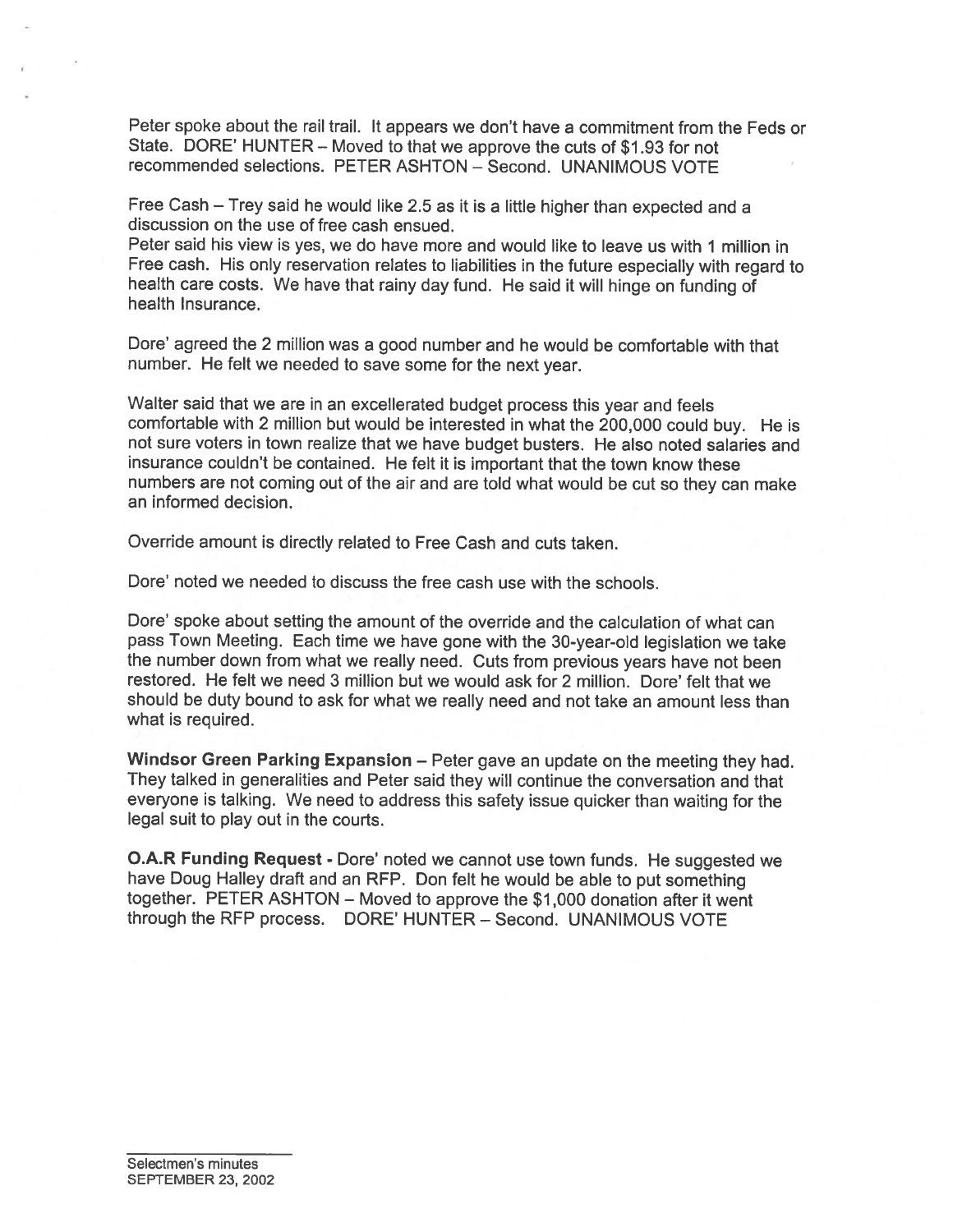Peter spoke about the rail trail. It appears we don't have a commitment from the Feds or State. DORE' HUNTER – Moved to that we approve the cuts of $1.93 for not recommended selections. PETER ASHTON – Second. UNANIMOUS VOTE

Free Cash – Trey said he would like 2.5 as it is a little higher than expected and a discussion on the use of free cash ensued.
Peter said his view is yes, we do have more and would like to leave us with 1 million in Free cash. His only reservation relates to liabilities in the future especially with regard to health care costs. We have that rainy day fund. He said it will hinge on funding of health Insurance.

Dore' agreed the 2 million was a good number and he would be comfortable with that number. He felt we needed to save some for the next year.

Walter said that we are in an excellerated budget process this year and feels comfortable with 2 million but would be interested in what the 200,000 could buy. He is not sure voters in town realize that we have budget busters. He also noted salaries and insurance couldn't be contained. He felt it is important that the town know these numbers are not coming out of the air and are told what would be cut so they can make an informed decision.

Override amount is directly related to Free Cash and cuts taken.

Dore' noted we needed to discuss the free cash use with the schools.

Dore' spoke about setting the amount of the override and the calculation of what can pass Town Meeting. Each time we have gone with the 30-year-old legislation we take the number down from what we really need. Cuts from previous years have not been restored. He felt we need 3 million but we would ask for 2 million. Dore' felt that we should be duty bound to ask for what we really need and not take an amount less than what is required.

**Windsor Green Parking Expansion** – Peter gave an update on the meeting they had. They talked in generalities and Peter said they will continue the conversation and that everyone is talking. We need to address this safety issue quicker than waiting for the legal suit to play out in the courts.

**O.A.R Funding Request** - Dore' noted we cannot use town funds. He suggested we have Doug Halley draft and an RFP. Don felt he would be able to put something together. PETER ASHTON – Moved to approve the $1,000 donation after it went through the RFP process. DORE' HUNTER – Second. UNANIMOUS VOTE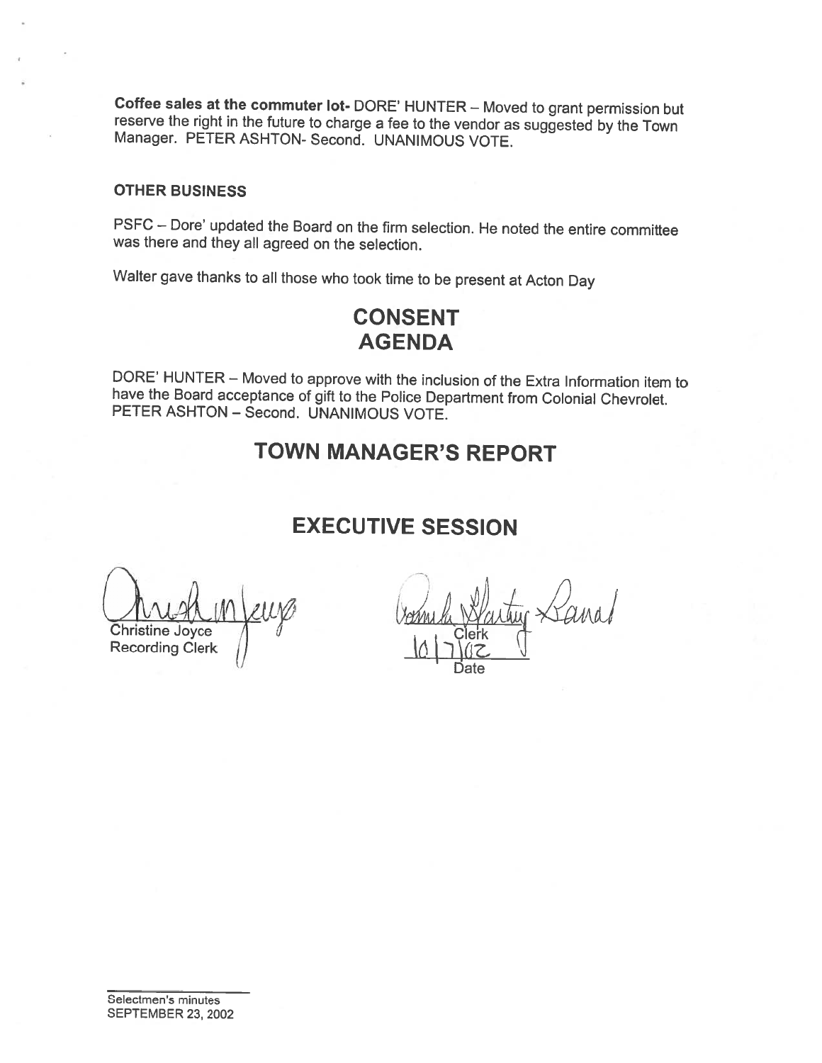**Coffee sales at the commuter lot-** DORE' HUNTER – Moved to grant permission but reserve the right in the future to charge a fee to the vendor as suggested by the Town Manager. PETER ASHTON- Second. UNANIMOUS VOTE.

**OTHER BUSINESS**

PSFC – Dore' updated the Board on the firm selection. He noted the entire committee was there and they all agreed on the selection.

Walter gave thanks to all those who took time to be present at Acton Day

# CONSENT AGENDA

DORE' HUNTER – Moved to approve with the inclusion of the Extra Information item to have the Board acceptance of gift to the Police Department from Colonial Chevrolet. PETER ASHTON – Second. UNANIMOUS VOTE.

# TOWN MANAGER'S REPORT

# EXECUTIVE SESSION

Christine Joyce
Recording Clerk

Clerk
10/7/02
Date

Selectmen's minutes
SEPTEMBER 23, 2002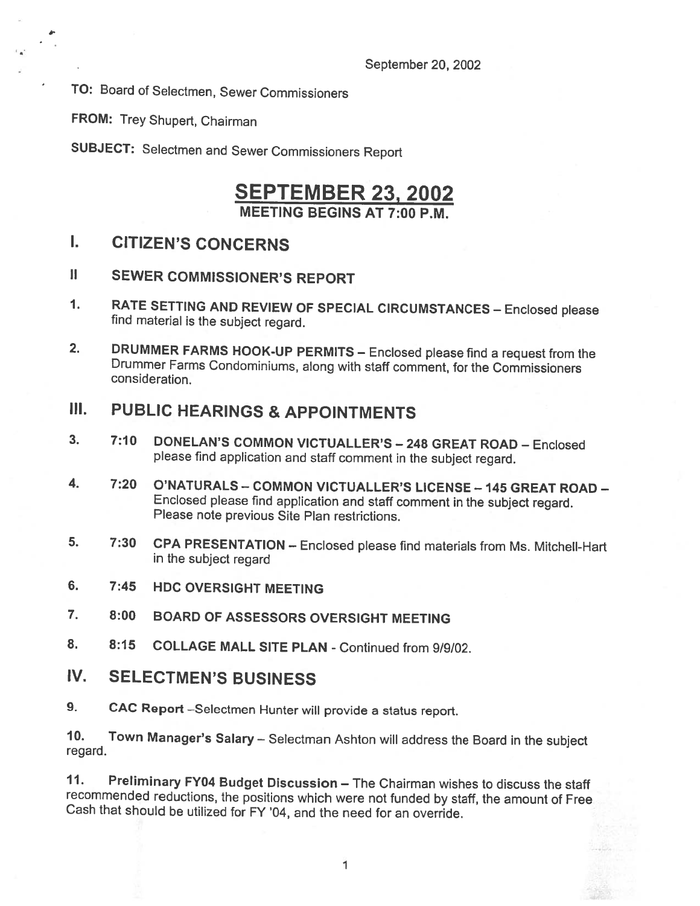September 20, 2002

TO: Board of Selectmen, Sewer Commissioners

FROM: Trey Shupert, Chairman

SUBJECT: Selectmen and Sewer Commissioners Report

# SEPTEMBER 23, 2002

**MEETING BEGINS AT 7:00 P.M.**

## I. CITIZEN'S CONCERNS

## II SEWER COMMISSIONER'S REPORT

1. **RATE SETTING AND REVIEW OF SPECIAL CIRCUMSTANCES** – Enclosed please find material is the subject regard.

2. **DRUMMER FARMS HOOK-UP PERMITS** – Enclosed please find a request from the Drummer Farms Condominiums, along with staff comment, for the Commissioners consideration.

## III. PUBLIC HEARINGS & APPOINTMENTS

3. **7:10 DONELAN'S COMMON VICTUALLER'S – 248 GREAT ROAD** – Enclosed please find application and staff comment in the subject regard.

4. **7:20 O'NATURALS – COMMON VICTUALLER'S LICENSE – 145 GREAT ROAD** – Enclosed please find application and staff comment in the subject regard. Please note previous Site Plan restrictions.

5. **7:30 CPA PRESENTATION** – Enclosed please find materials from Ms. Mitchell-Hart in the subject regard

6. **7:45 HDC OVERSIGHT MEETING**

7. **8:00 BOARD OF ASSESSORS OVERSIGHT MEETING**

8. **8:15 COLLAGE MALL SITE PLAN** - Continued from 9/9/02.

## IV. SELECTMEN'S BUSINESS

9. **CAC Report** –Selectmen Hunter will provide a status report.

10. **Town Manager's Salary** – Selectman Ashton will address the Board in the subject regard.

11. **Preliminary FY04 Budget Discussion** – The Chairman wishes to discuss the staff recommended reductions, the positions which were not funded by staff, the amount of Free Cash that should be utilized for FY '04, and the need for an override.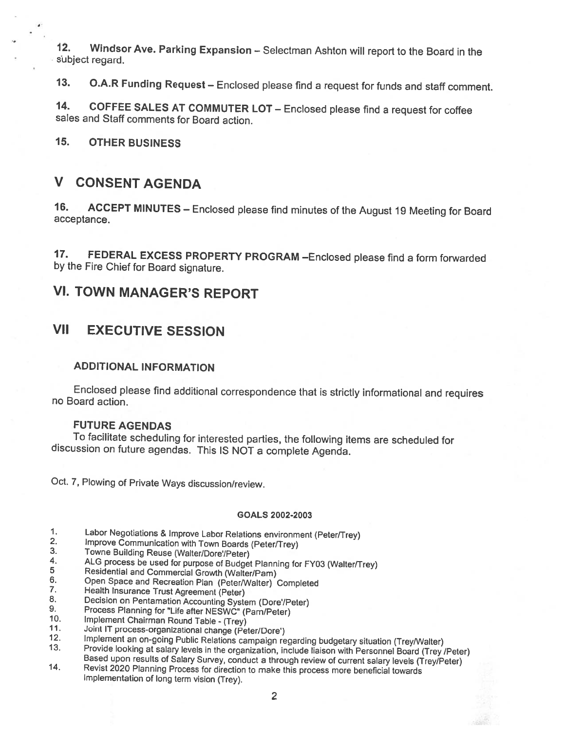12. **Windsor Ave. Parking Expansion** – Selectman Ashton will report to the Board in the subject regard.

13. **O.A.R Funding Request** – Enclosed please find a request for funds and staff comment.

14. **COFFEE SALES AT COMMUTER LOT** – Enclosed please find a request for coffee sales and Staff comments for Board action.

15. **OTHER BUSINESS**

## V CONSENT AGENDA

16. **ACCEPT MINUTES** – Enclosed please find minutes of the August 19 Meeting for Board acceptance.

17. **FEDERAL EXCESS PROPERTY PROGRAM** –Enclosed please find a form forwarded by the Fire Chief for Board signature.

## VI. TOWN MANAGER'S REPORT

## VII EXECUTIVE SESSION

### ADDITIONAL INFORMATION

Enclosed please find additional correspondence that is strictly informational and requires no Board action.

### FUTURE AGENDAS

To facilitate scheduling for interested parties, the following items are scheduled for discussion on future agendas. This IS NOT a complete Agenda.

Oct. 7, Plowing of Private Ways discussion/review.

**GOALS 2002-2003**

1. Labor Negotiations & Improve Labor Relations environment (Peter/Trey)
2. Improve Communication with Town Boards (Peter/Trey)
3. Towne Building Reuse (Walter/Dore'/Peter)
4. ALG process be used for purpose of Budget Planning for FY03 (Walter/Trey)
5. Residential and Commercial Growth (Walter/Pam)
6. Open Space and Recreation Plan (Peter/Walter) Completed
7. Health Insurance Trust Agreement (Peter)
8. Decision on Pentamation Accounting System (Dore'/Peter)
9. Process Planning for "Life after NESWC" (Pam/Peter)
10. Implement Chairman Round Table - (Trey)
11. Joint IT process-organizational change (Peter/Dore')
12. Implement an on-going Public Relations campaign regarding budgetary situation (Trey/Walter)
13. Provide looking at salary levels in the organization, include liaison with Personnel Board (Trey /Peter) Based upon results of Salary Survey, conduct a through review of current salary levels (Trey/Peter)
14. Revist 2020 Planning Process for direction to make this process more beneficial towards Implementation of long term vision (Trey).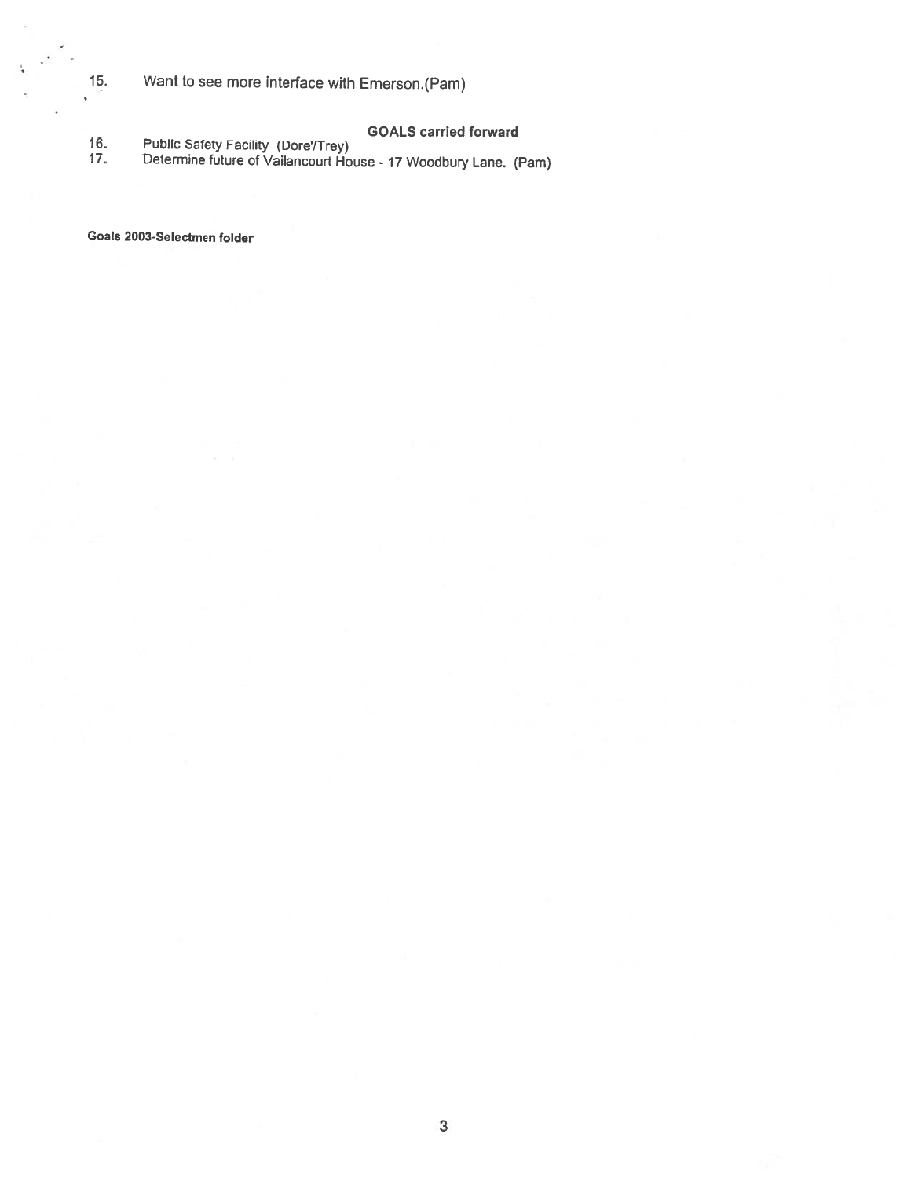15. Want to see more interface with Emerson.(Pam)

**GOALS carried forward**

16. Public Safety Facility (Dore'/Trey)
17. Determine future of Vailancourt House - 17 Woodbury Lane. (Pam)

**Goals 2003-Selectmen folder**